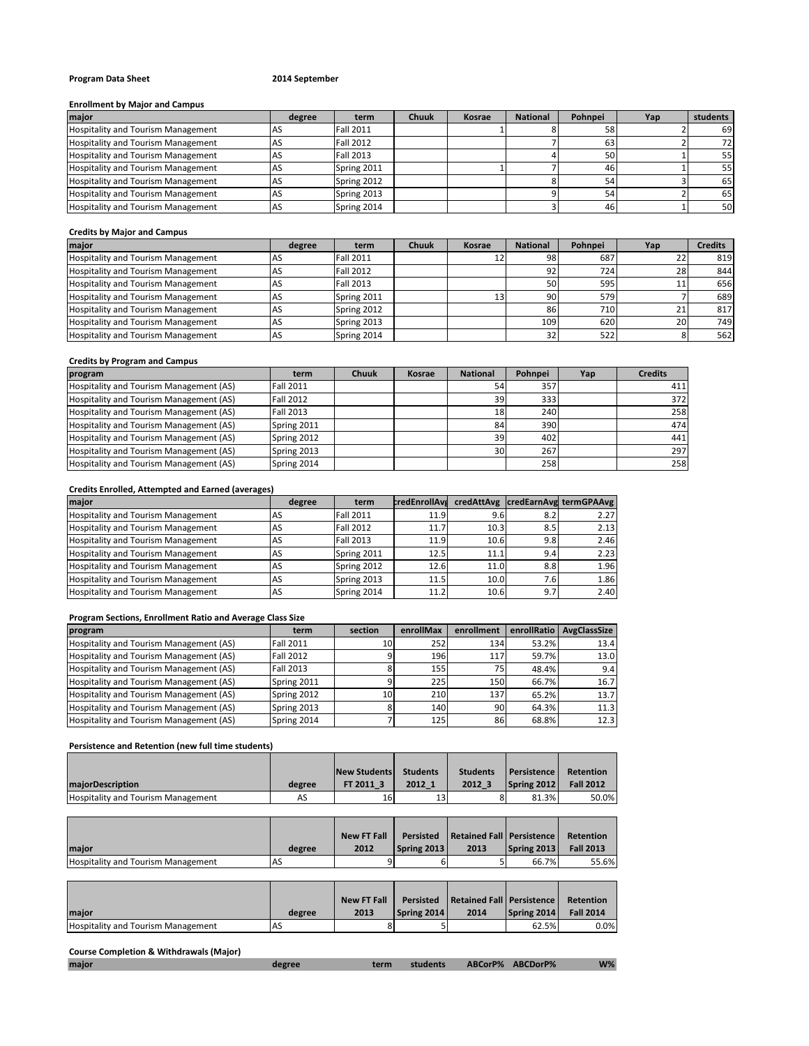**Program Data Sheet** **2014 September**

**Enrollment by Major and Campus**

| major | degree | term | Chuuk | Kosrae | National | Pohnpei | Yap | students |
|---|---|---|---|---|---|---|---|---|
| Hospitality and Tourism Management | AS | Fall 2011 | | 1 | 8 | 58 | 2 | 69 |
| Hospitality and Tourism Management | AS | Fall 2012 | | | 7 | 63 | 2 | 72 |
| Hospitality and Tourism Management | AS | Fall 2013 | | | 4 | 50 | 1 | 55 |
| Hospitality and Tourism Management | AS | Spring 2011 | | 1 | 7 | 46 | 1 | 55 |
| Hospitality and Tourism Management | AS | Spring 2012 | | | 8 | 54 | 3 | 65 |
| Hospitality and Tourism Management | AS | Spring 2013 | | | 9 | 54 | 2 | 65 |
| Hospitality and Tourism Management | AS | Spring 2014 | | | 3 | 46 | 1 | 50 |

**Credits by Major and Campus**

| major | degree | term | Chuuk | Kosrae | National | Pohnpei | Yap | Credits |
|---|---|---|---|---|---|---|---|---|
| Hospitality and Tourism Management | AS | Fall 2011 | | 12 | 98 | 687 | 22 | 819 |
| Hospitality and Tourism Management | AS | Fall 2012 | | | 92 | 724 | 28 | 844 |
| Hospitality and Tourism Management | AS | Fall 2013 | | | 50 | 595 | 11 | 656 |
| Hospitality and Tourism Management | AS | Spring 2011 | | 13 | 90 | 579 | 7 | 689 |
| Hospitality and Tourism Management | AS | Spring 2012 | | | 86 | 710 | 21 | 817 |
| Hospitality and Tourism Management | AS | Spring 2013 | | | 109 | 620 | 20 | 749 |
| Hospitality and Tourism Management | AS | Spring 2014 | | | 32 | 522 | 8 | 562 |

**Credits by Program and Campus**

| program | term | Chuuk | Kosrae | National | Pohnpei | Yap | Credits |
|---|---|---|---|---|---|---|---|
| Hospitality and Tourism Management (AS) | Fall 2011 | | | 54 | 357 | | 411 |
| Hospitality and Tourism Management (AS) | Fall 2012 | | | 39 | 333 | | 372 |
| Hospitality and Tourism Management (AS) | Fall 2013 | | | 18 | 240 | | 258 |
| Hospitality and Tourism Management (AS) | Spring 2011 | | | 84 | 390 | | 474 |
| Hospitality and Tourism Management (AS) | Spring 2012 | | | 39 | 402 | | 441 |
| Hospitality and Tourism Management (AS) | Spring 2013 | | | 30 | 267 | | 297 |
| Hospitality and Tourism Management (AS) | Spring 2014 | | | | 258 | | 258 |

**Credits Enrolled, Attempted and Earned (averages)**

| major | degree | term | credEnrollAvg | credAttAvg | credEarnAvg | termGPAAvg |
|---|---|---|---|---|---|---|
| Hospitality and Tourism Management | AS | Fall 2011 | 11.9 | 9.6 | 8.2 | 2.27 |
| Hospitality and Tourism Management | AS | Fall 2012 | 11.7 | 10.3 | 8.5 | 2.13 |
| Hospitality and Tourism Management | AS | Fall 2013 | 11.9 | 10.6 | 9.8 | 2.46 |
| Hospitality and Tourism Management | AS | Spring 2011 | 12.5 | 11.1 | 9.4 | 2.23 |
| Hospitality and Tourism Management | AS | Spring 2012 | 12.6 | 11.0 | 8.8 | 1.96 |
| Hospitality and Tourism Management | AS | Spring 2013 | 11.5 | 10.0 | 7.6 | 1.86 |
| Hospitality and Tourism Management | AS | Spring 2014 | 11.2 | 10.6 | 9.7 | 2.40 |

**Program Sections, Enrollment Ratio and Average Class Size**

| program | term | section | enrollMax | enrollment | enrollRatio | AvgClassSize |
|---|---|---|---|---|---|---|
| Hospitality and Tourism Management (AS) | Fall 2011 | 10 | 252 | 134 | 53.2% | 13.4 |
| Hospitality and Tourism Management (AS) | Fall 2012 | 9 | 196 | 117 | 59.7% | 13.0 |
| Hospitality and Tourism Management (AS) | Fall 2013 | 8 | 155 | 75 | 48.4% | 9.4 |
| Hospitality and Tourism Management (AS) | Spring 2011 | 9 | 225 | 150 | 66.7% | 16.7 |
| Hospitality and Tourism Management (AS) | Spring 2012 | 10 | 210 | 137 | 65.2% | 13.7 |
| Hospitality and Tourism Management (AS) | Spring 2013 | 8 | 140 | 90 | 64.3% | 11.3 |
| Hospitality and Tourism Management (AS) | Spring 2014 | 7 | 125 | 86 | 68.8% | 12.3 |

**Persistence and Retention (new full time students)**

| majorDescription | degree | New Students FT 2011_3 | Students 2012_1 | Students 2012_3 | Persistence Spring 2012 | Retention Fall 2012 |
|---|---|---|---|---|---|---|
| Hospitality and Tourism Management | AS | 16 | 13 | 8 | 81.3% | 50.0% |

| major | degree | New FT Fall 2012 | Persisted Spring 2013 | Retained Fall 2013 | Persistence Spring 2013 | Retention Fall 2013 |
|---|---|---|---|---|---|---|
| Hospitality and Tourism Management | AS | 9 | 6 | 5 | 66.7% | 55.6% |

| major | degree | New FT Fall 2013 | Persisted Spring 2014 | Retained Fall 2014 | Persistence Spring 2014 | Retention Fall 2014 |
|---|---|---|---|---|---|---|
| Hospitality and Tourism Management | AS | 8 | 5 | | 62.5% | 0.0% |

**Course Completion & Withdrawals (Major)**

| major | degree | term | students | ABCorP% | ABCDorP% | W% |
|---|---|---|---|---|---|---|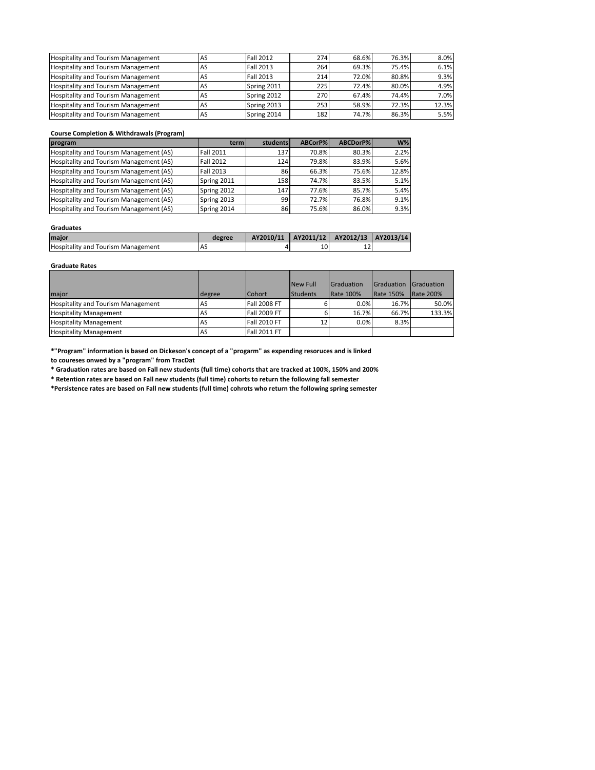| | | | | | | |
|---|---|---|---|---|---|---|
| Hospitality and Tourism Management | AS | Fall 2012 | 274 | 68.6% | 76.3% | 8.0% |
| Hospitality and Tourism Management | AS | Fall 2013 | 264 | 69.3% | 75.4% | 6.1% |
| Hospitality and Tourism Management | AS | Fall 2013 | 214 | 72.0% | 80.8% | 9.3% |
| Hospitality and Tourism Management | AS | Spring 2011 | 225 | 72.4% | 80.0% | 4.9% |
| Hospitality and Tourism Management | AS | Spring 2012 | 270 | 67.4% | 74.4% | 7.0% |
| Hospitality and Tourism Management | AS | Spring 2013 | 253 | 58.9% | 72.3% | 12.3% |
| Hospitality and Tourism Management | AS | Spring 2014 | 182 | 74.7% | 86.3% | 5.5% |

**Course Completion & Withdrawals (Program)**

| program | term | students | ABCorP% | ABCDorP% | W% |
|---|---|---|---|---|---|
| Hospitality and Tourism Management (AS) | Fall 2011 | 137 | 70.8% | 80.3% | 2.2% |
| Hospitality and Tourism Management (AS) | Fall 2012 | 124 | 79.8% | 83.9% | 5.6% |
| Hospitality and Tourism Management (AS) | Fall 2013 | 86 | 66.3% | 75.6% | 12.8% |
| Hospitality and Tourism Management (AS) | Spring 2011 | 158 | 74.7% | 83.5% | 5.1% |
| Hospitality and Tourism Management (AS) | Spring 2012 | 147 | 77.6% | 85.7% | 5.4% |
| Hospitality and Tourism Management (AS) | Spring 2013 | 99 | 72.7% | 76.8% | 9.1% |
| Hospitality and Tourism Management (AS) | Spring 2014 | 86 | 75.6% | 86.0% | 9.3% |

**Graduates**

| major | degree | AY2010/11 | AY2011/12 | AY2012/13 | AY2013/14 |
|---|---|---|---|---|---|
| Hospitality and Tourism Management | AS | 4 | 10 | 12 | |

**Graduate Rates**

| major | degree | Cohort | New Full Students | Graduation Rate 100% | Graduation Rate 150% | Graduation Rate 200% |
|---|---|---|---|---|---|---|
| Hospitality and Tourism Management | AS | Fall 2008 FT | 6 | 0.0% | 16.7% | 50.0% |
| Hospitality Management | AS | Fall 2009 FT | 6 | 16.7% | 66.7% | 133.3% |
| Hospitality Management | AS | Fall 2010 FT | 12 | 0.0% | 8.3% | |
| Hospitality Management | AS | Fall 2011 FT | | | | |

***"Program" information is based on Dickeson's concept of a "progarm" as expending resoruces and is linked to coureses onwed by a "program" from TracDat**

**\* Graduation rates are based on Fall new students (full time) cohorts that are tracked at 100%, 150% and 200%**

**\* Retention rates are based on Fall new students (full time) cohorts to return the following fall semester**

**\*Persistence rates are based on Fall new students (full time) cohrots who return the following spring semester**